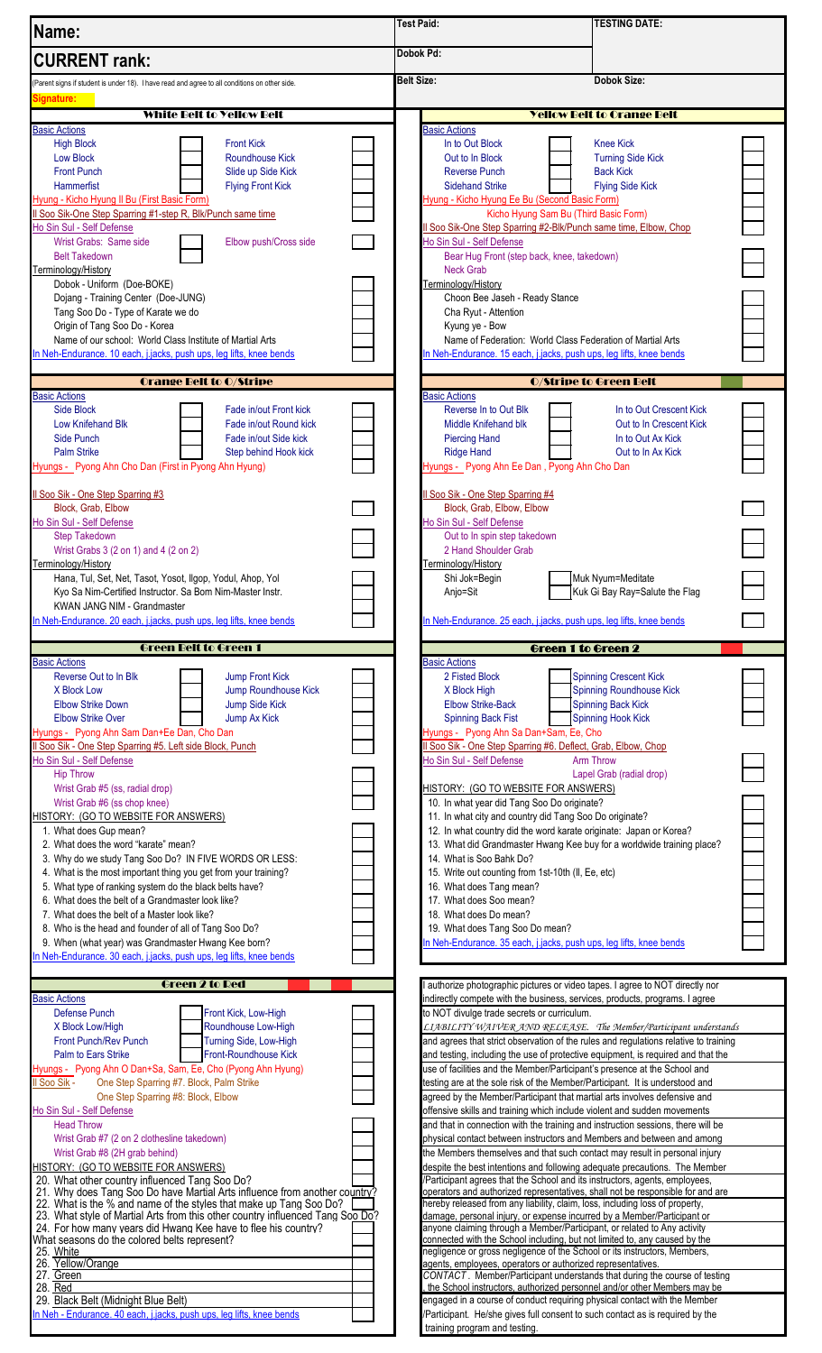| Name: | Test Paid: | TESTING DATE: |
| --- | --- | --- |
| **CURRENT rank:** | Dobok Pd: | |
| (Parent signs if student is under 18). I have read and agree to all conditions on other side. | Belt Size: | Dobok Size: |
| **Signature:** | | |

## White Belt to Yellow Belt

**Basic Actions**

| | | | |
| --- | --- | --- | --- |
| High Block | | Front Kick | |
| Low Block | | Roundhouse Kick | |
| Front Punch | | Slide up Side Kick | |
| Hammerfist | | Flying Front Kick | |

Hyung - Kicho Hyung Il Bu (First Basic Form)

Il Soo Sik-One Step Sparring #1-step R, Blk/Punch same time

Ho Sin Sul - Self Defense

- Wrist Grabs: Same side
- Elbow push/Cross side
- Belt Takedown

Terminology/History

- Dobok - Uniform (Doe-BOKE)
- Dojang - Training Center (Doe-JUNG)
- Tang Soo Do - Type of Karate we do
- Origin of Tang Soo Do - Korea
- Name of our school: World Class Institute of Martial Arts

In Neh-Endurance. 10 each, j.jacks, push ups, leg lifts, knee bends

## Yellow Belt to Orange Belt

**Basic Actions**

| | | | |
| --- | --- | --- | --- |
| In to Out Block | | Knee Kick | |
| Out to In Block | | Turning Side Kick | |
| Reverse Punch | | Back Kick | |
| Sidehand Strike | | Flying Side Kick | |

Hyung - Kicho Hyung Ee Bu (Second Basic Form)

Kicho Hyung Sam Bu (Third Basic Form)

Il Soo Sik-One Step Sparring #2-Blk/Punch same time, Elbow, Chop

Ho Sin Sul - Self Defense

- Bear Hug Front (step back, knee, takedown)
- Neck Grab

Terminology/History

- Choon Bee Jaseh - Ready Stance
- Cha Ryut - Attention
- Kyung ye - Bow
- Name of Federation: World Class Federation of Martial Arts

In Neh-Endurance. 15 each, j.jacks, push ups, leg lifts, knee bends

## Orange Belt to O/Stripe

**Basic Actions**

| | | | |
| --- | --- | --- | --- |
| Side Block | | Fade in/out Front kick | |
| Low Knifehand Blk | | Fade in/out Round kick | |
| Side Punch | | Fade in/out Side kick | |
| Palm Strike | | Step behind Hook kick | |

Hyungs - Pyong Ahn Cho Dan (First in Pyong Ahn Hyung)

Il Soo Sik - One Step Sparring #3

- Block, Grab, Elbow

Ho Sin Sul - Self Defense

- Step Takedown
- Wrist Grabs 3 (2 on 1) and 4 (2 on 2)

Terminology/History

- Hana, Tul, Set, Net, Tasot, Yosot, Ilgop, Yodul, Ahop, Yol
- Kyo Sa Nim-Certified Instructor. Sa Bom Nim-Master Instr.
- KWAN JANG NIM - Grandmaster

In Neh-Endurance. 20 each, j.jacks, push ups, leg lifts, knee bends

## O/Stripe to Green Belt

**Basic Actions**

| | | | |
| --- | --- | --- | --- |
| Reverse In to Out Blk | | In to Out Crescent Kick | |
| Middle Knifehand blk | | Out to In Crescent Kick | |
| Piercing Hand | | In to Out Ax Kick | |
| Ridge Hand | | Out to In Ax Kick | |

Hyungs - Pyong Ahn Ee Dan , Pyong Ahn Cho Dan

Il Soo Sik - One Step Sparring #4

- Block, Grab, Elbow, Elbow

Ho Sin Sul - Self Defense

- Out to In spin step takedown
- 2 Hand Shoulder Grab

Terminology/History

- Shi Jok=Begin | Muk Nyum=Meditate
- Anjo=Sit | Kuk Gi Bay Ray=Salute the Flag

In Neh-Endurance. 25 each, j.jacks, push ups, leg lifts, knee bends

## Green Belt to Green 1

**Basic Actions**

| | | | |
| --- | --- | --- | --- |
| Reverse Out to In Blk | | Jump Front Kick | |
| X Block Low | | Jump Roundhouse Kick | |
| Elbow Strike Down | | Jump Side Kick | |
| Elbow Strike Over | | Jump Ax Kick | |

Hyungs - Pyong Ahn Sam Dan+Ee Dan, Cho Dan

Il Soo Sik - One Step Sparring #5. Left side Block, Punch

Ho Sin Sul - Self Defense

- Hip Throw
- Wrist Grab #5 (ss, radial drop)
- Wrist Grab #6 (ss chop knee)

HISTORY: (GO TO WEBSITE FOR ANSWERS)

1. What does Gup mean?
2. What does the word "karate" mean?
3. Why do we study Tang Soo Do? IN FIVE WORDS OR LESS:
4. What is the most important thing you get from your training?
5. What type of ranking system do the black belts have?
6. What does the belt of a Grandmaster look like?
7. What does the belt of a Master look like?
8. Who is the head and founder of all of Tang Soo Do?
9. When (what year) was Grandmaster Hwang Kee born?

In Neh-Endurance. 30 each, j.jacks, push ups, leg lifts, knee bends

## Green 1 to Green 2

**Basic Actions**

| | | | |
| --- | --- | --- | --- |
| 2 Fisted Block | | Spinning Crescent Kick | |
| X Block High | | Spinning Roundhouse Kick | |
| Elbow Strike-Back | | Spinning Back Kick | |
| Spinning Back Fist | | Spinning Hook Kick | |

Hyungs - Pyong Ahn Sa Dan+Sam, Ee, Cho

Il Soo Sik - One Step Sparring #6. Deflect, Grab, Elbow, Chop

Ho Sin Sul - Self Defense

- Arm Throw
- Lapel Grab (radial drop)

HISTORY: (GO TO WEBSITE FOR ANSWERS)

10. In what year did Tang Soo Do originate?
11. In what city and country did Tang Soo Do originate?
12. In what country did the word karate originate: Japan or Korea?
13. What did Grandmaster Hwang Kee buy for a worldwide training place?
14. What is Soo Bahk Do?
15. Write out counting from 1st-10th (Il, Ee, etc)
16. What does Tang mean?
17. What does Soo mean?
18. What does Do mean?
19. What does Tang Soo Do mean?

In Neh-Endurance. 35 each, j.jacks, push ups, leg lifts, knee bends

## Green 2 to Red

**Basic Actions**

| | | | |
| --- | --- | --- | --- |
| Defense Punch | | Front Kick, Low-High | |
| X Block Low/High | | Roundhouse Low-High | |
| Front Punch/Rev Punch | | Turning Side, Low-High | |
| Palm to Ears Strike | | Front-Roundhouse Kick | |

Hyungs - Pyong Ahn O Dan+Sa, Sam, Ee, Cho (Pyong Ahn Hyung)

Il Soo Sik - One Step Sparring #7. Block, Palm Strike

One Step Sparring #8: Block, Elbow

Ho Sin Sul - Self Defense

- Head Throw
- Wrist Grab #7 (2 on 2 clothesline takedown)
- Wrist Grab #8 (2H grab behind)

HISTORY: (GO TO WEBSITE FOR ANSWERS)

20. What other country influenced Tang Soo Do?
21. Why does Tang Soo Do have Martial Arts influence from another country?
22. What is the % and name of the styles that make up Tang Soo Do?
23. What style of Martial Arts from this other country influenced Tang Soo Do?
24. For how many years did Hwang Kee have to flee his country?

What seasons do the colored belts represent?

25. White
26. Yellow/Orange
27. Green
28. Red
29. Black Belt (Midnight Blue Belt)

In Neh - Endurance. 40 each, j.jacks, push ups, leg lifts, knee bends

I authorize photographic pictures or video tapes. I agree to NOT directly nor indirectly compete with the business, services, products, programs. I agree to NOT divulge trade secrets or curriculum.

*LIABILITY WAIVER AND RELEASE.* The Member/Participant understands and agrees that strict observation of the rules and regulations relative to training and testing, including the use of protective equipment, is required and that the use of facilities and the Member/Participant's presence at the School and testing are at the sole risk of the Member/Participant. It is understood and agreed by the Member/Participant that martial arts involves defensive and offensive skills and training which include violent and sudden movements and that in connection with the training and instruction sessions, there will be physical contact between instructors and Members and between and among the Members themselves and that such contact may result in personal injury despite the best intentions and following adequate precautions. The Member /Participant agrees that the School and its instructors, agents, employees, operators and authorized representatives, shall not be responsible for and are hereby released from any liability, claim, loss, including loss of property, damage, personal injury, or expense incurred by a Member/Participant or anyone claiming through a Member/Participant, or related to Any activity connected with the School including, but not limited to, any caused by the negligence or gross negligence of the School or its instructors, Members, agents, employees, operators or authorized representatives.

*CONTACT.* Member/Participant understands that during the course of testing the School instructors, authorized personnel and/or other Members may be engaged in a course of conduct requiring physical contact with the Member /Participant. He/she gives full consent to such contact as is required by the training program and testing.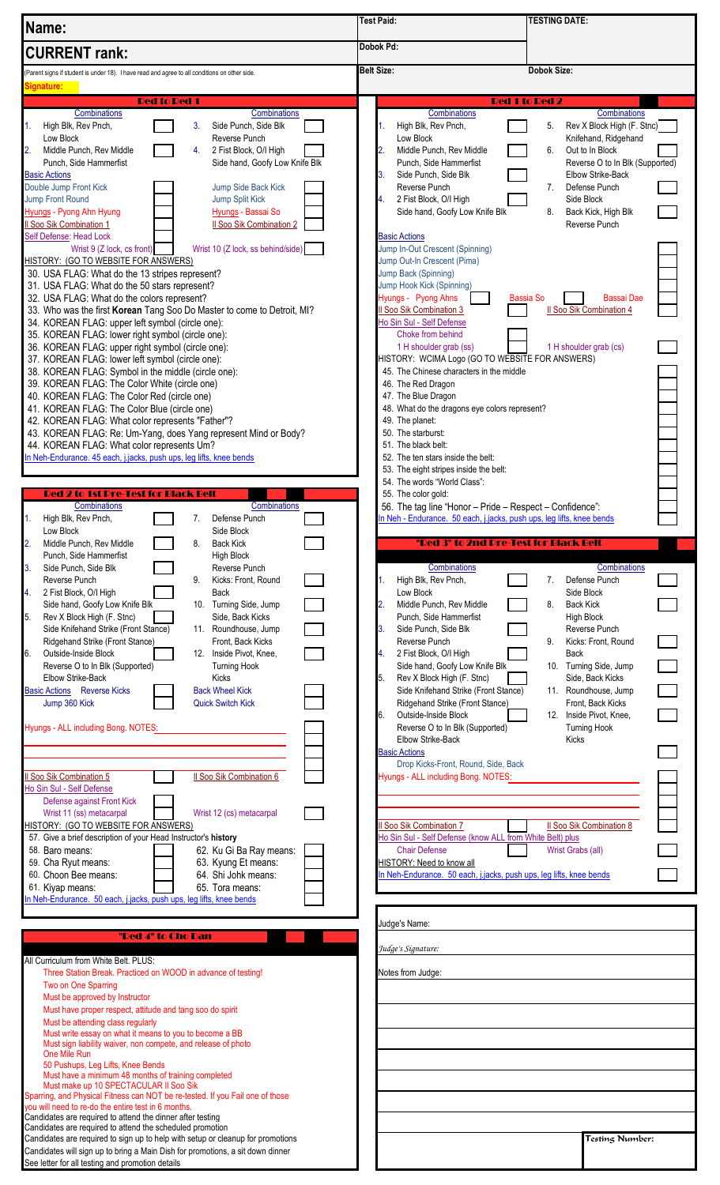**Name:**

**CURRENT rank:**

(Parent signs if student is under 18). I have read and agree to all conditions on other side.

**Signature:**

**Test Paid:** | **TESTING DATE:**

**Dobok Pd:**

**Belt Size:** | **Dobok Size:**

## Red to Red 1

**Combinations**

1. High Blk, Rev Pnch, Low Block
2. Middle Punch, Rev Middle Punch, Side Hammerfist
3. Side Punch, Side Blk Reverse Punch
4. 2 Fist Block, O/I High Side hand, Goofy Low Knife Blk

**Basic Actions**

- Double Jump Front Kick
- Jump Side Back Kick
- Jump Front Round
- Jump Split Kick

Hyungs - Pyong Ahn Hyung | Hyungs - Bassai So

Il Soo Sik Combination 1 | Il Soo Sik Combination 2

Self Defense: Head Lock

- Wrist 9 (Z lock, cs front)
- Wrist 10 (Z lock, ss behind/side)

HISTORY: (GO TO WEBSITE FOR ANSWERS)

30. USA FLAG: What do the 13 stripes represent?
31. USA FLAG: What do the 50 stars represent?
32. USA FLAG: What do the colors represent?
33. Who was the first **Korean** Tang Soo Do Master to come to Detroit, MI?
34. KOREAN FLAG: upper left symbol (circle one):
35. KOREAN FLAG: lower right symbol (circle one):
36. KOREAN FLAG: upper right symbol (circle one):
37. KOREAN FLAG: lower left symbol (circle one):
38. KOREAN FLAG: Symbol in the middle (circle one):
39. KOREAN FLAG: The Color White (circle one)
40. KOREAN FLAG: The Color Red (circle one)
41. KOREAN FLAG: The Color Blue (circle one)
42. KOREAN FLAG: What color represents "Father"?
43. KOREAN FLAG: Re: Um-Yang, does Yang represent Mind or Body?
44. KOREAN FLAG: What color represents Um?

In Neh-Endurance. 45 each, j.jacks, push ups, leg lifts, knee bends

## Red 1 to Red 2

**Combinations**

1. High Blk, Rev Pnch, Low Block
2. Middle Punch, Rev Middle Punch, Side Hammerfist
3. Side Punch, Side Blk Reverse Punch
4. 2 Fist Block, O/I High Side hand, Goofy Low Knife Blk
5. Rev X Block High (F. Stnc) Knifehand, Ridgehand
6. Out to In Block Reverse O to In Blk (Supported) Elbow Strike-Back
7. Defense Punch Side Block
8. Back Kick, High Blk Reverse Punch

**Basic Actions**

- Jump In-Out Crescent (Spinning)
- Jump Out-In Crescent (Pima)
- Jump Back (Spinning)
- Jump Hook Kick (Spinning)

Hyungs - Pyong Ahns | Bassia So | Bassai Dae

Il Soo Sik Combination 3 | Il Soo Sik Combination 4

Ho Sin Sul - Self Defense

- Choke from behind
- 1 H shoulder grab (ss)
- 1 H shoulder grab (cs)

HISTORY: WCIMA Logo (GO TO WEBSITE FOR ANSWERS)

45. The Chinese characters in the middle
46. The Red Dragon
47. The Blue Dragon
48. What do the dragons eye colors represent?
49. The planet:
50. The starburst:
51. The black belt:
52. The ten stars inside the belt:
53. The eight stripes inside the belt:
54. The words "World Class":
55. The color gold:
56. The tag line "Honor – Pride – Respect – Confidence":

In Neh - Endurance. 50 each, j.jacks, push ups, leg lifts, knee bends

## Red 2 to 1st Pre-Test for Black Belt

**Combinations**

1. High Blk, Rev Pnch, Low Block
2. Middle Punch, Rev Middle Punch, Side Hammerfist
3. Side Punch, Side Blk Reverse Punch
4. 2 Fist Block, O/I High Side hand, Goofy Low Knife Blk
5. Rev X Block High (F. Stnc) Side Knifehand Strike (Front Stance) Ridgehand Strike (Front Stance)
6. Outside-Inside Block Reverse O to In Blk (Supported) Elbow Strike-Back
7. Defense Punch Side Block
8. Back Kick High Block Reverse Punch
9. Kicks: Front, Round Back
10. Turning Side, Jump Side, Back Kicks
11. Roundhouse, Jump Front, Back Kicks
12. Inside Pivot, Knee, Turning Hook Kicks

**Basic Actions**

- Reverse Kicks
- Back Wheel Kick
- Jump 360 Kick
- Quick Switch Kick

Hyungs - ALL including Bong. NOTES:

Il Soo Sik Combination 5 | Il Soo Sik Combination 6

Ho Sin Sul - Self Defense

- Defense against Front Kick
- Wrist 11 (ss) metacarpal
- Wrist 12 (cs) metacarpal

HISTORY: (GO TO WEBSITE FOR ANSWERS)

57. Give a brief description of your Head Instructor's **history**
58. Baro means:
59. Cha Ryut means:
60. Choon Bee means:
61. Kiyap means:
62. Ku Gi Ba Ray means:
63. Kyung Et means:
64. Shi Johk means:
65. Tora means:

In Neh-Endurance. 50 each, j.jacks, push ups, leg lifts, knee bends

## "Red 3" to 2nd Pre-Test for Black Belt

**Combinations**

1. High Blk, Rev Pnch, Low Block
2. Middle Punch, Rev Middle Punch, Side Hammerfist
3. Side Punch, Side Blk Reverse Punch
4. 2 Fist Block, O/I High Side hand, Goofy Low Knife Blk
5. Rev X Block High (F. Stnc) Side Knifehand Strike (Front Stance) Ridgehand Strike (Front Stance)
6. Outside-Inside Block Reverse O to In Blk (Supported) Elbow Strike-Back
7. Defense Punch Side Block
8. Back Kick High Block Reverse Punch
9. Kicks: Front, Round Back
10. Turning Side, Jump Side, Back Kicks
11. Roundhouse, Jump Front, Back Kicks
12. Inside Pivot, Knee, Turning Hook Kicks

**Basic Actions**

- Drop Kicks-Front, Round, Side, Back

Hyungs - ALL including Bong. NOTES:

Il Soo Sik Combination 7 | Il Soo Sik Combination 8

Ho Sin Sul - Self Defense (know ALL from White Belt) plus

- Chair Defense
- Wrist Grabs (all)

HISTORY: Need to know all

In Neh-Endurance. 50 each, j.jacks, push ups, leg lifts, knee bends

## "Red 4" to Cho Dan

All Curriculum from White Belt. PLUS:

- Three Station Break. Practiced on WOOD in advance of testing!
- Two on One Sparring
- Must be approved by Instructor
- Must have proper respect, attitude and tang soo do spirit
- Must be attending class regularly
- Must write essay on what it means to you to become a BB
- Must sign liability waiver, non compete, and release of photo
- One Mile Run
- 50 Pushups, Leg Lifts, Knee Bends
- Must have a minimum 48 months of training completed
- Must make up 10 SPECTACULAR Il Soo Sik

Sparring, and Physical Fitness can NOT be re-tested. If you Fail one of those you will need to re-do the entire test in 6 months.

Candidates are required to attend the dinner after testing

Candidates are required to attend the scheduled promotion

Candidates are required to sign up to help with setup or cleanup for promotions

Candidates will sign up to bring a Main Dish for promotions, a sit down dinner

See letter for all testing and promotion details

Judge's Name:

*Judge's Signature:*

Notes from Judge:

Testing Number: